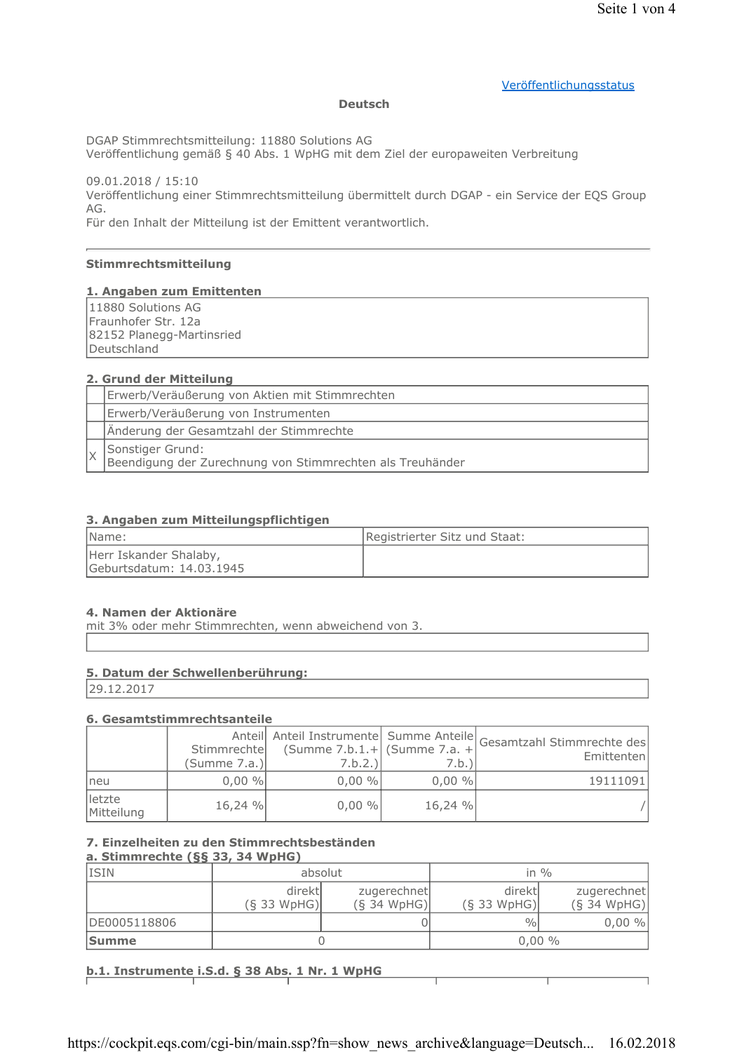Veröffentlichungsstatus

**Deutsch**

DGAP Stimmrechtsmitteilung: 11880 Solutions AG
Veröffentlichung gemäß § 40 Abs. 1 WpHG mit dem Ziel der europaweiten Verbreitung

09.01.2018 / 15:10
Veröffentlichung einer Stimmrechtsmitteilung übermittelt durch DGAP - ein Service der EQS Group AG.
Für den Inhalt der Mitteilung ist der Emittent verantwortlich.

---

## Stimmrechtsmitteilung

### 1. Angaben zum Emittenten

| 11880 Solutions AG<br>Fraunhofer Str. 12a<br>82152 Planegg-Martinsried<br>Deutschland |
|---|

### 2. Grund der Mitteilung

| | |
|---|---|
| | Erwerb/Veräußerung von Aktien mit Stimmrechten |
| | Erwerb/Veräußerung von Instrumenten |
| | Änderung der Gesamtzahl der Stimmrechte |
| X | Sonstiger Grund:<br>Beendigung der Zurechnung von Stimmrechten als Treuhänder |

### 3. Angaben zum Mitteilungspflichtigen

| Name: | Registrierter Sitz und Staat: |
|---|---|
| Herr Iskander Shalaby,<br>Geburtsdatum: 14.03.1945 | |

### 4. Namen der Aktionäre

mit 3% oder mehr Stimmrechten, wenn abweichend von 3.

| |
|---|

### 5. Datum der Schwellenberührung:

| 29.12.2017 |
|---|

### 6. Gesamtstimmrechtsanteile

| | Anteil Stimmrechte (Summe 7.a.) | Anteil Instrumente (Summe 7.b.1.+ 7.b.2.) | Summe Anteile (Summe 7.a. + 7.b.) | Gesamtzahl Stimmrechte des Emittenten |
|---|---|---|---|---|
| neu | 0,00 % | 0,00 % | 0,00 % | 19111091 |
| letzte Mitteilung | 16,24 % | 0,00 % | 16,24 % | / |

### 7. Einzelheiten zu den Stimmrechtsbeständen

**a. Stimmrechte (§§ 33, 34 WpHG)**

| ISIN | absolut | | in % | |
|---|---|---|---|---|
| | direkt (§ 33 WpHG) | zugerechnet (§ 34 WpHG) | direkt (§ 33 WpHG) | zugerechnet (§ 34 WpHG) |
| DE0005118806 | | 0 | % | 0,00 % |
| **Summe** | 0 | | 0,00 % | |

**b.1. Instrumente i.S.d. § 38 Abs. 1 Nr. 1 WpHG**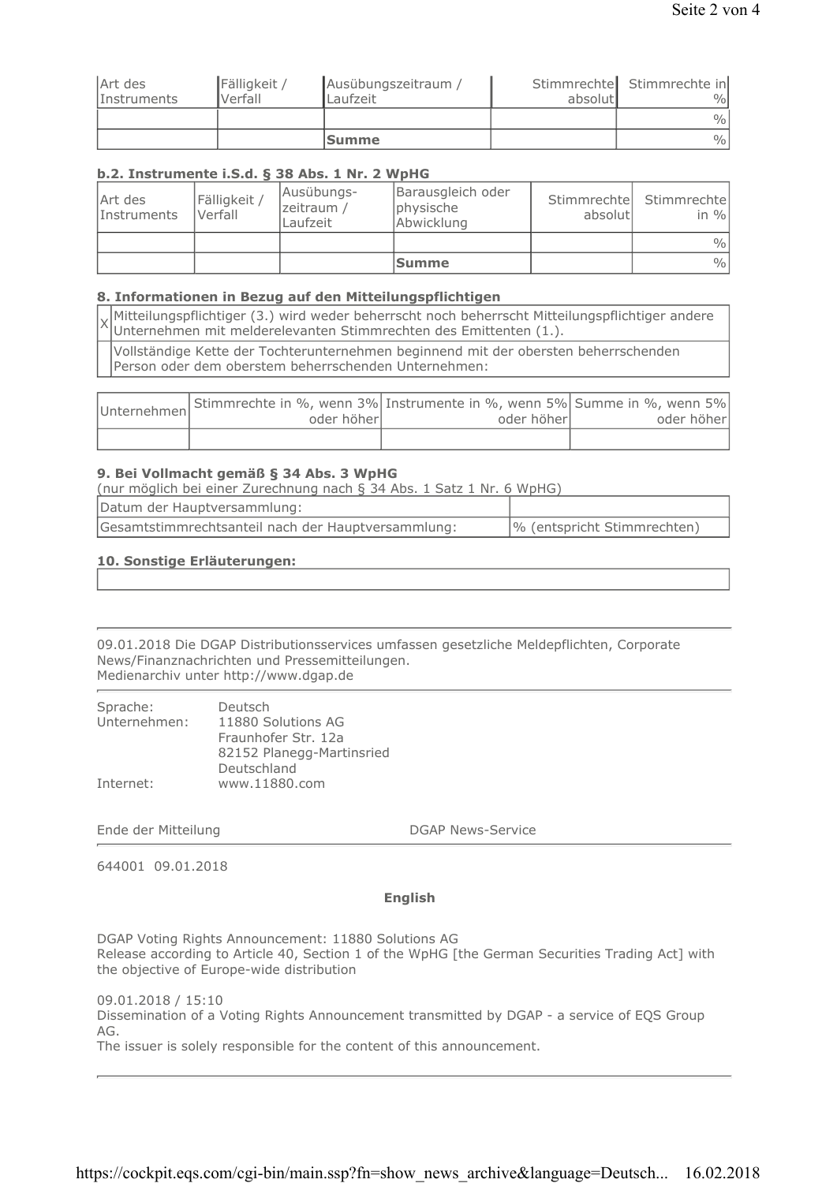| Art des Instruments | Fälligkeit / Verfall | Ausübungszeitraum / Laufzeit | Stimmrechte absolut | Stimmrechte in % |
|---|---|---|---|---|
| | | | | % |
| | | **Summe** | | % |

### b.2. Instrumente i.S.d. § 38 Abs. 1 Nr. 2 WpHG

| Art des Instruments | Fälligkeit / Verfall | Ausübungs-zeitraum / Laufzeit | Barausgleich oder physische Abwicklung | Stimmrechte absolut | Stimmrechte in % |
|---|---|---|---|---|---|
| | | | | | % |
| | | | **Summe** | | % |

### 8. Informationen in Bezug auf den Mitteilungspflichtigen

| | |
|---|---|
| X | Mitteilungspflichtiger (3.) wird weder beherrscht noch beherrscht Mitteilungspflichtiger andere Unternehmen mit melderelevanten Stimmrechten des Emittenten (1.). |
| | Vollständige Kette der Tochterunternehmen beginnend mit der obersten beherrschenden Person oder dem oberstem beherrschenden Unternehmen: |

| Unternehmen | Stimmrechte in %, wenn 3% oder höher | Instrumente in %, wenn 5% oder höher | Summe in %, wenn 5% oder höher |
|---|---|---|---|
| | | | |

### 9. Bei Vollmacht gemäß § 34 Abs. 3 WpHG

(nur möglich bei einer Zurechnung nach § 34 Abs. 1 Satz 1 Nr. 6 WpHG)

| | |
|---|---|
| Datum der Hauptversammlung: | |
| Gesamtstimmrechtsanteil nach der Hauptversammlung: | % (entspricht Stimmrechten) |

### 10. Sonstige Erläuterungen:

| |
|---|
| |

---

09.01.2018 Die DGAP Distributionsservices umfassen gesetzliche Meldepflichten, Corporate News/Finanznachrichten und Pressemitteilungen.
Medienarchiv unter http://www.dgap.de

---

| | |
|---|---|
| Sprache: | Deutsch |
| Unternehmen: | 11880 Solutions AG<br>Fraunhofer Str. 12a<br>82152 Planegg-Martinsried<br>Deutschland |
| Internet: | www.11880.com |

Ende der Mitteilung DGAP News-Service

---

644001 09.01.2018

**English**

DGAP Voting Rights Announcement: 11880 Solutions AG
Release according to Article 40, Section 1 of the WpHG [the German Securities Trading Act] with the objective of Europe-wide distribution

09.01.2018 / 15:10
Dissemination of a Voting Rights Announcement transmitted by DGAP - a service of EQS Group AG.
The issuer is solely responsible for the content of this announcement.

---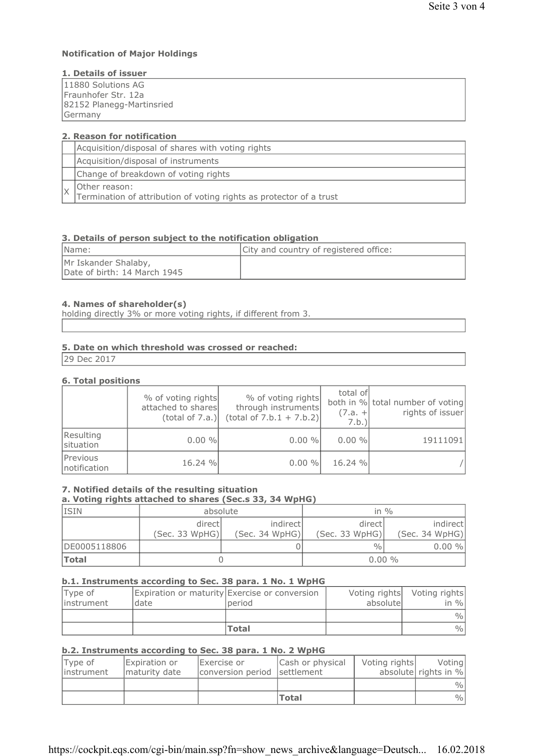### Notification of Major Holdings

#### 1. Details of issuer

11880 Solutions AG
Fraunhofer Str. 12a
82152 Planegg-Martinsried
Germany

#### 2. Reason for notification

| | |
|---|---|
| | Acquisition/disposal of shares with voting rights |
| | Acquisition/disposal of instruments |
| | Change of breakdown of voting rights |
| X | Other reason: Termination of attribution of voting rights as protector of a trust |

#### 3. Details of person subject to the notification obligation

| Name: | City and country of registered office: |
|---|---|
| Mr Iskander Shalaby, Date of birth: 14 March 1945 | |

#### 4. Names of shareholder(s)

holding directly 3% or more voting rights, if different from 3.

#### 5. Date on which threshold was crossed or reached:

29 Dec 2017

#### 6. Total positions

| | % of voting rights attached to shares (total of 7.a.) | % of voting rights through instruments (total of 7.b.1 + 7.b.2) | total of both in % (7.a. + 7.b.) | total number of voting rights of issuer |
|---|---|---|---|---|
| Resulting situation | 0.00 % | 0.00 % | 0.00 % | 19111091 |
| Previous notification | 16.24 % | 0.00 % | 16.24 % | / |

#### 7. Notified details of the resulting situation

**a. Voting rights attached to shares (Sec.s 33, 34 WpHG)**

| ISIN | absolute | | in % | |
|---|---|---|---|---|
| | direct (Sec. 33 WpHG) | indirect (Sec. 34 WpHG) | direct (Sec. 33 WpHG) | indirect (Sec. 34 WpHG) |
| DE0005118806 | | 0 | % | 0.00 % |
| **Total** | 0 | | 0.00 % | |

**b.1. Instruments according to Sec. 38 para. 1 No. 1 WpHG**

| Type of instrument | Expiration or maturity date | Exercise or conversion period | Voting rights absolute | Voting rights in % |
|---|---|---|---|---|
| | | | | % |
| | | **Total** | | % |

**b.2. Instruments according to Sec. 38 para. 1 No. 2 WpHG**

| Type of instrument | Expiration or maturity date | Exercise or conversion period | Cash or physical settlement | Voting rights absolute | Voting rights in % |
|---|---|---|---|---|---|
| | | | | | % |
| | | | **Total** | | % |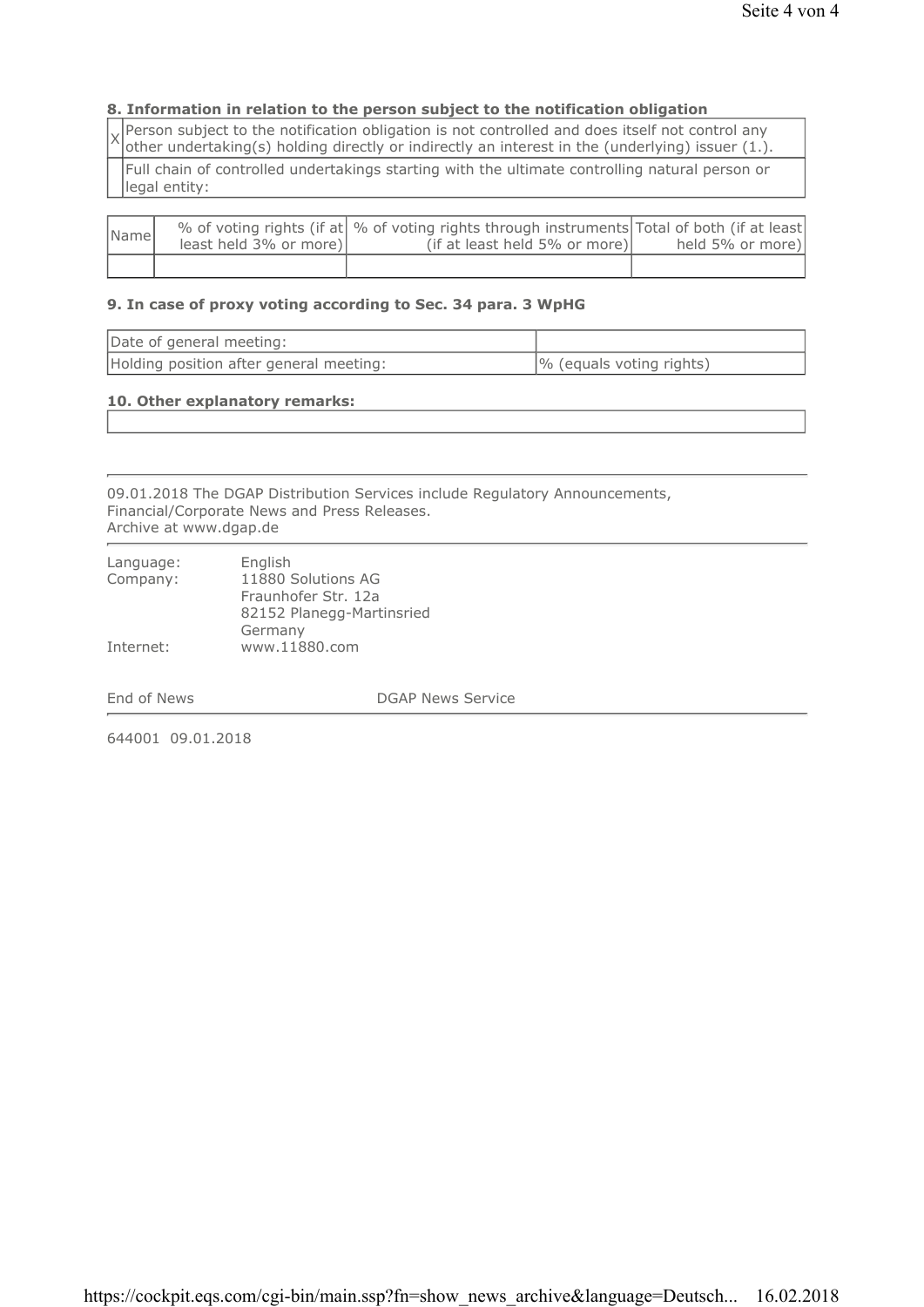### 8. Information in relation to the person subject to the notification obligation

| | |
|---|---|
| X | Person subject to the notification obligation is not controlled and does itself not control any other undertaking(s) holding directly or indirectly an interest in the (underlying) issuer (1.). |
| | Full chain of controlled undertakings starting with the ultimate controlling natural person or legal entity: |

| Name | % of voting rights (if at least held 3% or more) | % of voting rights through instruments (if at least held 5% or more) | Total of both (if at least held 5% or more) |
|---|---|---|---|
| | | | |

### 9. In case of proxy voting according to Sec. 34 para. 3 WpHG

| | |
|---|---|
| Date of general meeting: | |
| Holding position after general meeting: | % (equals voting rights) |

### 10. Other explanatory remarks:

| |
|---|
| |

---

09.01.2018 The DGAP Distribution Services include Regulatory Announcements, Financial/Corporate News and Press Releases.
Archive at www.dgap.de

---

| | |
|---|---|
| Language: | English |
| Company: | 11880 Solutions AG<br>Fraunhofer Str. 12a<br>82152 Planegg-Martinsried<br>Germany |
| Internet: | www.11880.com |

End of News DGAP News Service

---

644001 09.01.2018